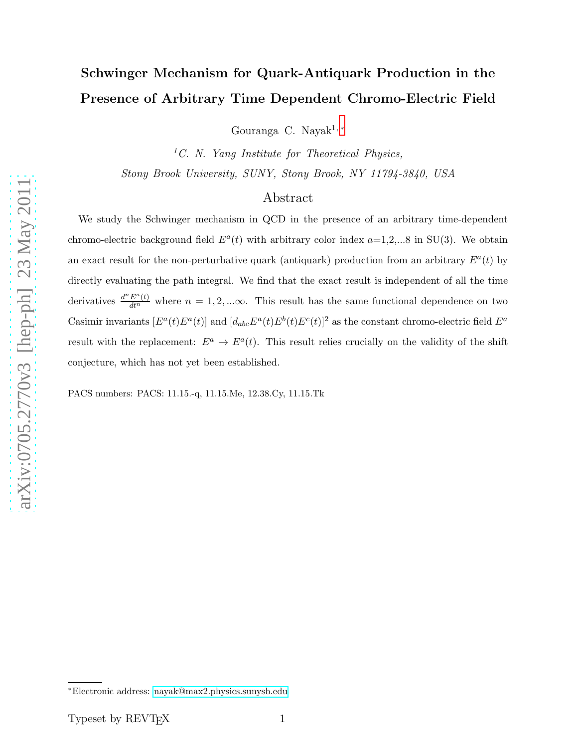# Schwinger Mechanism for Quark-Antiquark Production in the Presence of Arbitrary Time Dependent Chromo-Electric Field

Gouranga C. Nayak[1,*]

[1] *C. N. Yang Institute for Theoretical Physics, Stony Brook University, SUNY, Stony Brook, NY 11794-3840, USA*

## Abstract

We study the Schwinger mechanism in QCD in the presence of an arbitrary time-dependent chromo-electric background field $E^a(t)$ with arbitrary color index $a$=1,2,...8 in SU(3). We obtain an exact result for the non-perturbative quark (antiquark) production from an arbitrary $E^a(t)$ by directly evaluating the path integral. We find that the exact result is independent of all the time derivatives $\frac{d^nE^a(t)}{dt^n}$ where $n = 1, 2, ...\infty$. This result has the same functional dependence on two Casimir invariants $[E^a(t)E^a(t)]$ and $[d_{abc}E^a(t)E^b(t)E^c(t)]^2$ as the constant chromo-electric field $E^a$ result with the replacement: $E^a \rightarrow E^a(t)$. This result relies crucially on the validity of the shift conjecture, which has not yet been established.

PACS numbers: PACS: 11.15.-q, 11.15.Me, 12.38.Cy, 11.15.Tk

*Electronic address: nayak@max2.physics.sunysb.edu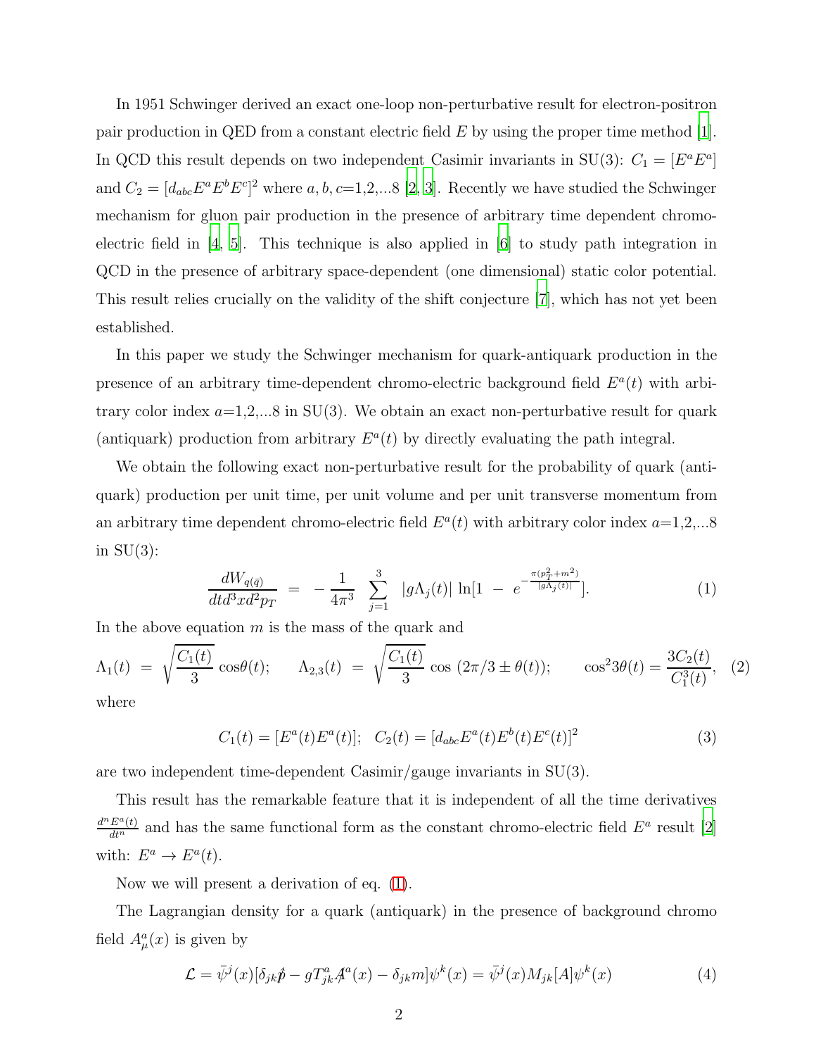In 1951 Schwinger derived an exact one-loop non-perturbative result for electron-positron pair production in QED from a constant electric field $E$ by using the proper time method [1]. In QCD this result depends on two independent Casimir invariants in SU(3): $C_1 = [E^aE^a]$ and $C_2 = [d_{abc}E^aE^bE^c]^2$ where $a, b, c$=1,2,...8 [2, 3]. Recently we have studied the Schwinger mechanism for gluon pair production in the presence of arbitrary time dependent chromo-electric field in [4, 5]. This technique is also applied in [6] to study path integration in QCD in the presence of arbitrary space-dependent (one dimensional) static color potential. This result relies crucially on the validity of the shift conjecture [7], which has not yet been established.

In this paper we study the Schwinger mechanism for quark-antiquark production in the presence of an arbitrary time-dependent chromo-electric background field $E^a(t)$ with arbitrary color index $a$=1,2,...8 in SU(3). We obtain an exact non-perturbative result for quark (antiquark) production from arbitrary $E^a(t)$ by directly evaluating the path integral.

We obtain the following exact non-perturbative result for the probability of quark (antiquark) production per unit time, per unit volume and per unit transverse momentum from an arbitrary time dependent chromo-electric field $E^a(t)$ with arbitrary color index $a$=1,2,...8 in SU(3):

$$\frac{dW_{q(\bar{q})}}{dtd^3xd^2p_T} = -\frac{1}{4\pi^3} \sum_{j=1}^{3} |g\Lambda_j(t)| \ln[1 - e^{-\frac{\pi(p_T^2+m^2)}{|g\Lambda_j(t)|}}]. \tag{1}$$

In the above equation $m$ is the mass of the quark and

$$\Lambda_1(t) = \sqrt{\frac{C_1(t)}{3}}\cos\theta(t); \qquad \Lambda_{2,3}(t) = \sqrt{\frac{C_1(t)}{3}}\cos(2\pi/3 \pm \theta(t)); \qquad \cos^2 3\theta(t) = \frac{3C_2(t)}{C_1^3(t)}, \tag{2}$$

where

$$C_1(t) = [E^a(t)E^a(t)]; \quad C_2(t) = [d_{abc}E^a(t)E^b(t)E^c(t)]^2 \tag{3}$$

are two independent time-dependent Casimir/gauge invariants in SU(3).

This result has the remarkable feature that it is independent of all the time derivatives $\frac{d^nE^a(t)}{dt^n}$ and has the same functional form as the constant chromo-electric field $E^a$ result [2] with: $E^a \rightarrow E^a(t)$.

Now we will present a derivation of eq. (1).

The Lagrangian density for a quark (antiquark) in the presence of background chromo field $A^a_\mu(x)$ is given by

$$\mathcal{L} = \bar{\psi}^j(x)[\delta_{jk}\not{p} - gT^a_{jk}\not{A}^a(x) - \delta_{jk}m]\psi^k(x) = \bar{\psi}^j(x)M_{jk}[A]\psi^k(x) \tag{4}$$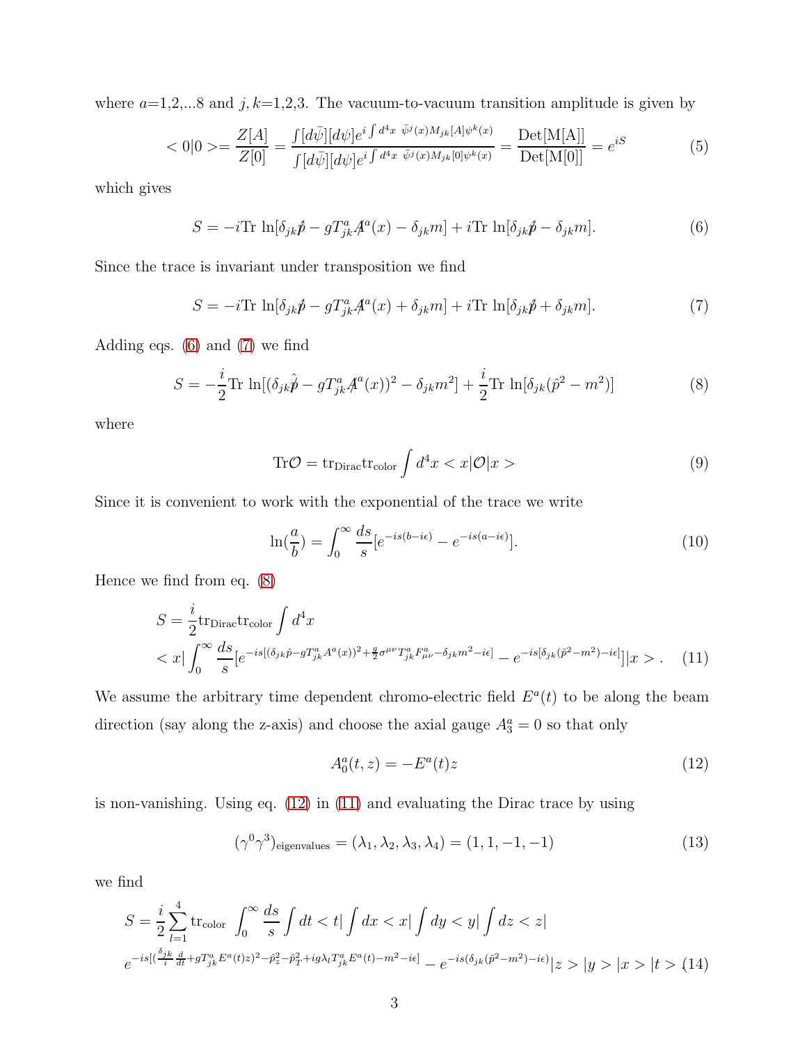where $a$=1,2,...8 and $j,k$=1,2,3. The vacuum-to-vacuum transition amplitude is given by

$$<0|0>=\frac{Z[A]}{Z[0]}=\frac{\int[d\bar{\psi}][d\psi]e^{i\int d^4x\ \bar{\psi}^j(x)M_{jk}[A]\psi^k(x)}}{\int[d\bar{\psi}][d\psi]e^{i\int d^4x\ \bar{\psi}^j(x)M_{jk}[0]\psi^k(x)}}=\frac{\text{Det[M[A]]}}{\text{Det[M[0]]}}=e^{iS} \tag{5}$$

which gives

$$S=-i\text{Tr}\ \ln[\delta_{jk}\hat{\not{p}}-gT^a_{jk}\not{A}^a(x)-\delta_{jk}m]+i\text{Tr}\ \ln[\delta_{jk}\hat{\not{p}}-\delta_{jk}m]. \tag{6}$$

Since the trace is invariant under transposition we find

$$S=-i\text{Tr}\ \ln[\delta_{jk}\hat{\not{p}}-gT^a_{jk}\not{A}^a(x)+\delta_{jk}m]+i\text{Tr}\ \ln[\delta_{jk}\hat{\not{p}}+\delta_{jk}m]. \tag{7}$$

Adding eqs. (6) and (7) we find

$$S=-\frac{i}{2}\text{Tr}\ \ln[(\delta_{jk}\hat{\not{p}}-gT^a_{jk}\not{A}^a(x))^2-\delta_{jk}m^2]+\frac{i}{2}\text{Tr}\ \ln[\delta_{jk}(\hat{p}^2-m^2)] \tag{8}$$

where

$$\text{Tr}\mathcal{O}=\text{tr}_{\text{Dirac}}\text{tr}_{\text{color}}\int d^4x<x|\mathcal{O}|x> \tag{9}$$

Since it is convenient to work with the exponential of the trace we write

$$\ln(\frac{a}{b})=\int_0^\infty\frac{ds}{s}[e^{-is(b-i\epsilon)}-e^{-is(a-i\epsilon)}]. \tag{10}$$

Hence we find from eq. (8)

$$S=\frac{i}{2}\text{tr}_{\text{Dirac}}\text{tr}_{\text{color}}\int d^4x$$
$$<x|\int_0^\infty\frac{ds}{s}[e^{-is[(\delta_{jk}\hat{p}-gT^a_{jk}A^a(x))^2+\frac{g}{2}\sigma^{\mu\nu}T^a_{jk}F^a_{\mu\nu}-\delta_{jk}m^2-i\epsilon]}-e^{-is[\delta_{jk}(\hat{p}^2-m^2)-i\epsilon]}]|x>. \tag{11}$$

We assume the arbitrary time dependent chromo-electric field $E^a(t)$ to be along the beam direction (say along the z-axis) and choose the axial gauge $A^a_3=0$ so that only

$$A^a_0(t,z)=-E^a(t)z \tag{12}$$

is non-vanishing. Using eq. (12) in (11) and evaluating the Dirac trace by using

$$(\gamma^0\gamma^3)_{\text{eigenvalues}}=(\lambda_1,\lambda_2,\lambda_3,\lambda_4)=(1,1,-1,-1) \tag{13}$$

we find

$$S=\frac{i}{2}\sum_{l=1}^4\text{tr}_{\text{color}}\ \int_0^\infty\frac{ds}{s}\int dt<t|\int dx<x|\int dy<y|\int dz<z|$$
$$e^{-is[(\frac{\delta_{jk}}{i}\frac{d}{dt}+gT^a_{jk}E^a(t)z)^2-\hat{p}_z^2-\hat{p}_T^2+ig\lambda_lT^a_{jk}E^a(t)-m^2-i\epsilon]}-e^{-is(\delta_{jk}(\hat{p}^2-m^2)-i\epsilon)}|z>|y>|x>|t> \tag{14}$$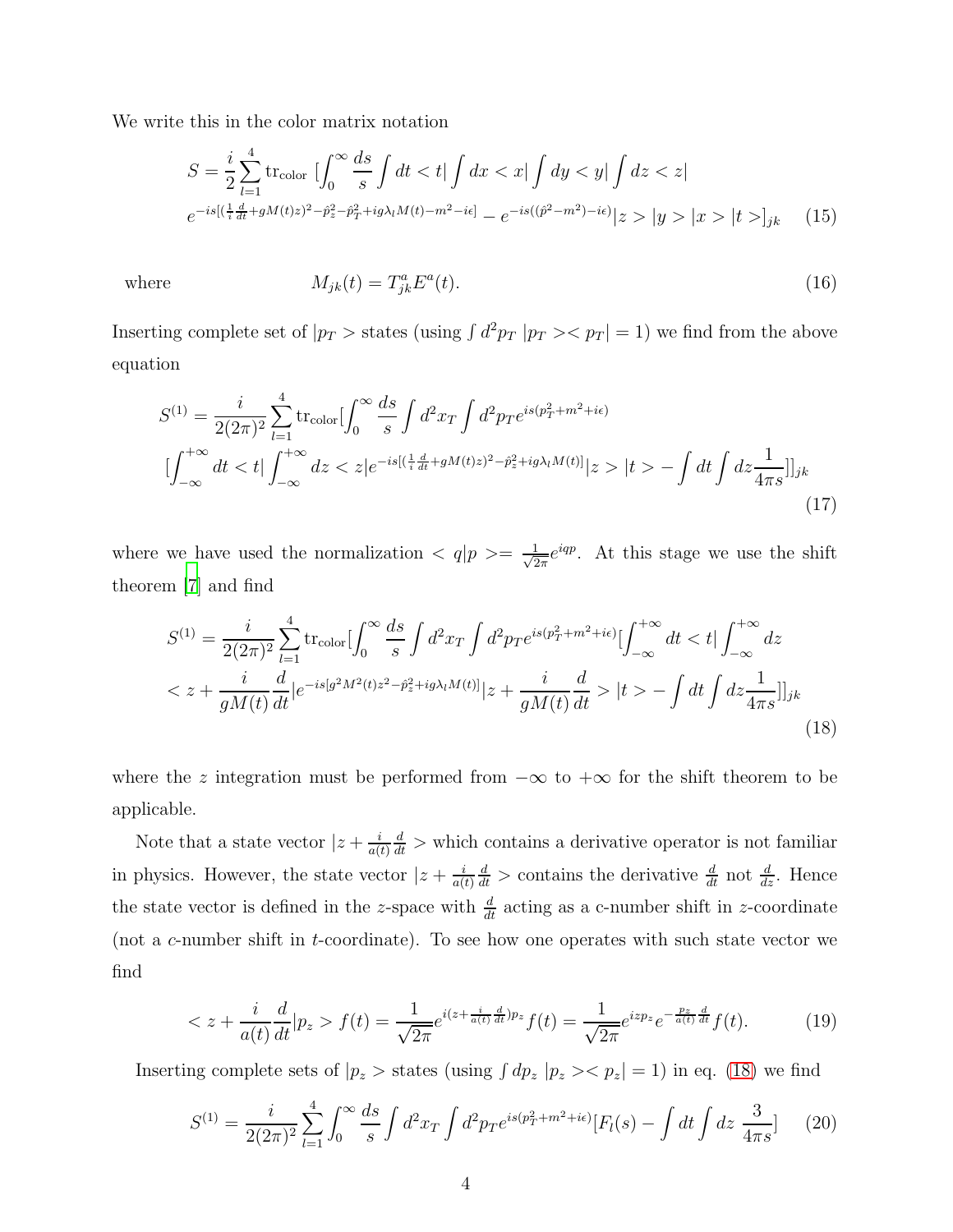We write this in the color matrix notation

$$
S = \frac{i}{2}\sum_{l=1}^{4} \mathrm{tr}_{\mathrm{color}} \; [\int_0^\infty \frac{ds}{s} \int dt <t| \int dx <x| \int dy <y| \int dz <z|
$$
$$
e^{-is[(\frac{1}{i}\frac{d}{dt}+gM(t)z)^2-\hat{p}_z^2-\hat{p}_T^2+ig\lambda_l M(t)-m^2-i\epsilon]} - e^{-is((\hat{p}^2-m^2)-i\epsilon)}|z>|y>|x>|t>]_{jk} \quad (15)
$$

where
$$
M_{jk}(t) = T^a_{jk}E^a(t). \quad (16)
$$

Inserting complete set of $|p_T>$ states (using $\int d^2p_T \; |p_T><p_T| = 1$) we find from the above equation

$$
S^{(1)} = \frac{i}{2(2\pi)^2}\sum_{l=1}^{4} \mathrm{tr}_{\mathrm{color}}[\int_0^\infty \frac{ds}{s} \int d^2x_T \int d^2p_T e^{is(p_T^2+m^2+i\epsilon)}
$$
$$
[\int_{-\infty}^{+\infty} dt <t| \int_{-\infty}^{+\infty} dz <z|e^{-is[(\frac{1}{i}\frac{d}{dt}+gM(t)z)^2-\hat{p}_z^2+ig\lambda_l M(t)]}|z>|t> - \int dt \int dz \frac{1}{4\pi s}]]_{jk} \quad (17)
$$

where we have used the normalization $<q|p> = \frac{1}{\sqrt{2\pi}}e^{iqp}$. At this stage we use the shift theorem [7] and find

$$
S^{(1)} = \frac{i}{2(2\pi)^2}\sum_{l=1}^{4} \mathrm{tr}_{\mathrm{color}}[\int_0^\infty \frac{ds}{s} \int d^2x_T \int d^2p_T e^{is(p_T^2+m^2+i\epsilon)}[\int_{-\infty}^{+\infty} dt <t| \int_{-\infty}^{+\infty} dz
$$
$$
<z+\frac{i}{gM(t)}\frac{d}{dt}|e^{-is[g^2M^2(t)z^2-\hat{p}_z^2+ig\lambda_l M(t)]}|z+\frac{i}{gM(t)}\frac{d}{dt}>|t> - \int dt \int dz \frac{1}{4\pi s}]]_{jk} \quad (18)
$$

where the $z$ integration must be performed from $-\infty$ to $+\infty$ for the shift theorem to be applicable.

Note that a state vector $|z+\frac{i}{a(t)}\frac{d}{dt}>$ which contains a derivative operator is not familiar in physics. However, the state vector $|z+\frac{i}{a(t)}\frac{d}{dt}>$ contains the derivative $\frac{d}{dt}$ not $\frac{d}{dz}$. Hence the state vector is defined in the $z$-space with $\frac{d}{dt}$ acting as a c-number shift in $z$-coordinate (not a $c$-number shift in $t$-coordinate). To see how one operates with such state vector we find

$$
<z+\frac{i}{a(t)}\frac{d}{dt}|p_z> f(t) = \frac{1}{\sqrt{2\pi}}e^{i(z+\frac{i}{a(t)}\frac{d}{dt})p_z}f(t) = \frac{1}{\sqrt{2\pi}}e^{izp_z}e^{-\frac{p_z}{a(t)}\frac{d}{dt}}f(t). \quad (19)
$$

Inserting complete sets of $|p_z>$ states (using $\int dp_z \; |p_z><p_z| = 1$) in eq. (18) we find

$$
S^{(1)} = \frac{i}{2(2\pi)^2}\sum_{l=1}^{4}\int_0^\infty \frac{ds}{s} \int d^2x_T \int d^2p_T e^{is(p_T^2+m^2+i\epsilon)}[F_l(s) - \int dt \int dz \; \frac{3}{4\pi s}] \quad (20)
$$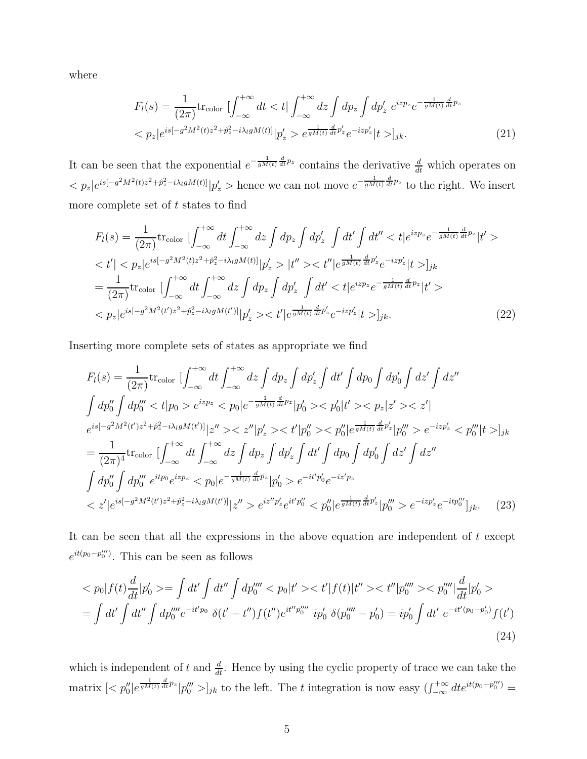where

$$
F_l(s) = \frac{1}{(2\pi)}\text{tr}_{\text{color}}\ [\int_{-\infty}^{+\infty} dt < t| \int_{-\infty}^{+\infty} dz \int dp_z \int dp'_z\ e^{izp_z} e^{-\frac{1}{gM(t)}\frac{d}{dt}p_z}
$$
$$
< p_z|e^{is[-g^2M^2(t)z^2+\hat{p}_z^2-i\lambda_l gM(t)]}|p'_z > e^{\frac{1}{gM(t)}\frac{d}{dt}p'_z} e^{-izp'_z}|t>]_{jk}. \tag{21}
$$

It can be seen that the exponential $e^{-\frac{1}{gM(t)}\frac{d}{dt}p_z}$ contains the derivative $\frac{d}{dt}$ which operates on $< p_z|e^{is[-g^2M^2(t)z^2+\hat{p}_z^2-i\lambda_l gM(t)]}|p'_z >$ hence we can not move $e^{-\frac{1}{gM(t)}\frac{d}{dt}p_z}$ to the right. We insert more complete set of $t$ states to find

$$
F_l(s) = \frac{1}{(2\pi)}\text{tr}_{\text{color}}\ [\int_{-\infty}^{+\infty} dt \int_{-\infty}^{+\infty} dz \int dp_z \int dp'_z\ \int dt' \int dt'' < t|e^{izp_z} e^{-\frac{1}{gM(t)}\frac{d}{dt}p_z}|t' >
$$
$$
< t'| < p_z|e^{is[-g^2M^2(t)z^2+\hat{p}_z^2-i\lambda_l gM(t)]}|p'_z > |t'' >< t''|e^{\frac{1}{gM(t)}\frac{d}{dt}p'_z} e^{-izp'_z}|t>]_{jk}
$$
$$
= \frac{1}{(2\pi)}\text{tr}_{\text{color}}\ [\int_{-\infty}^{+\infty} dt \int_{-\infty}^{+\infty} dz \int dp_z \int dp'_z\ \int dt' < t|e^{izp_z} e^{-\frac{1}{gM(t)}\frac{d}{dt}p_z}|t' >
$$
$$
< p_z|e^{is[-g^2M^2(t')z^2+\hat{p}_z^2-i\lambda_l gM(t')]}|p'_z >< t'|e^{\frac{1}{gM(t)}\frac{d}{dt}p'_z} e^{-izp'_z}|t>]_{jk}. \tag{22}
$$

Inserting more complete sets of states as appropriate we find

$$
F_l(s) = \frac{1}{(2\pi)}\text{tr}_{\text{color}}\ [\int_{-\infty}^{+\infty} dt \int_{-\infty}^{+\infty} dz \int dp_z \int dp'_z \int dt' \int dp_0 \int dp'_0 \int dz' \int dz''
$$
$$
\int dp''_0 \int dp'''_0 < t|p_0 > e^{izp_z} < p_0|e^{-\frac{1}{gM(t)}\frac{d}{dt}p_z}|p'_0 >< p'_0|t' >< p_z|z' >< z'|
$$
$$
e^{is[-g^2M^2(t')z^2+\hat{p}_z^2-i\lambda_l gM(t')]}|z'' >< z''|p'_z >< t'|p''_0 >< p''_0|e^{\frac{1}{gM(t)}\frac{d}{dt}p'_z}|p'''_0 > e^{-izp'_z} < p'''_0|t>]_{jk}
$$
$$
= \frac{1}{(2\pi)^4}\text{tr}_{\text{color}}\ [\int_{-\infty}^{+\infty} dt \int_{-\infty}^{+\infty} dz \int dp_z \int dp'_z \int dt' \int dp_0 \int dp'_0 \int dz' \int dz''
$$
$$
\int dp''_0 \int dp'''_0\ e^{itp_0} e^{izp_z} < p_0|e^{-\frac{1}{gM(t)}\frac{d}{dt}p_z}|p'_0 > e^{-it'p'_0} e^{-iz'p_z}
$$
$$
< z'|e^{is[-g^2M^2(t')z^2+\hat{p}_z^2-i\lambda_l gM(t')]}|z'' > e^{iz''p'_z} e^{it'p''_0} < p''_0|e^{\frac{1}{gM(t)}\frac{d}{dt}p'_z}|p'''_0 > e^{-izp'_z} e^{-itp'''_0}]_{jk}. \tag{23}
$$

It can be seen that all the expressions in the above equation are independent of $t$ except $e^{it(p_0-p'''_0)}$. This can be seen as follows

$$
< p_0|f(t)\frac{d}{dt}|p'_0 >= \int dt' \int dt'' \int dp''''_0 < p_0|t' >< t'|f(t)|t'' >< t''|p''''_0 >< p''''_0|\frac{d}{dt}|p'_0 >
$$
$$
= \int dt' \int dt'' \int dp''''_0 e^{-it'p_0}\ \delta(t'-t'')f(t'')e^{it''p''''_0}\ ip'_0\ \delta(p''''_0 - p'_0) = ip'_0 \int dt'\ e^{-it'(p_0-p'_0)} f(t') \tag{24}
$$

which is independent of $t$ and $\frac{d}{dt}$. Hence by using the cyclic property of trace we can take the matrix $[< p''_0|e^{\frac{1}{gM(t)}\frac{d}{dt}p_z}|p'''_0 >]_{jk}$ to the left. The $t$ integration is now easy ($\int_{-\infty}^{+\infty} dt e^{it(p_0-p'''_0)} =$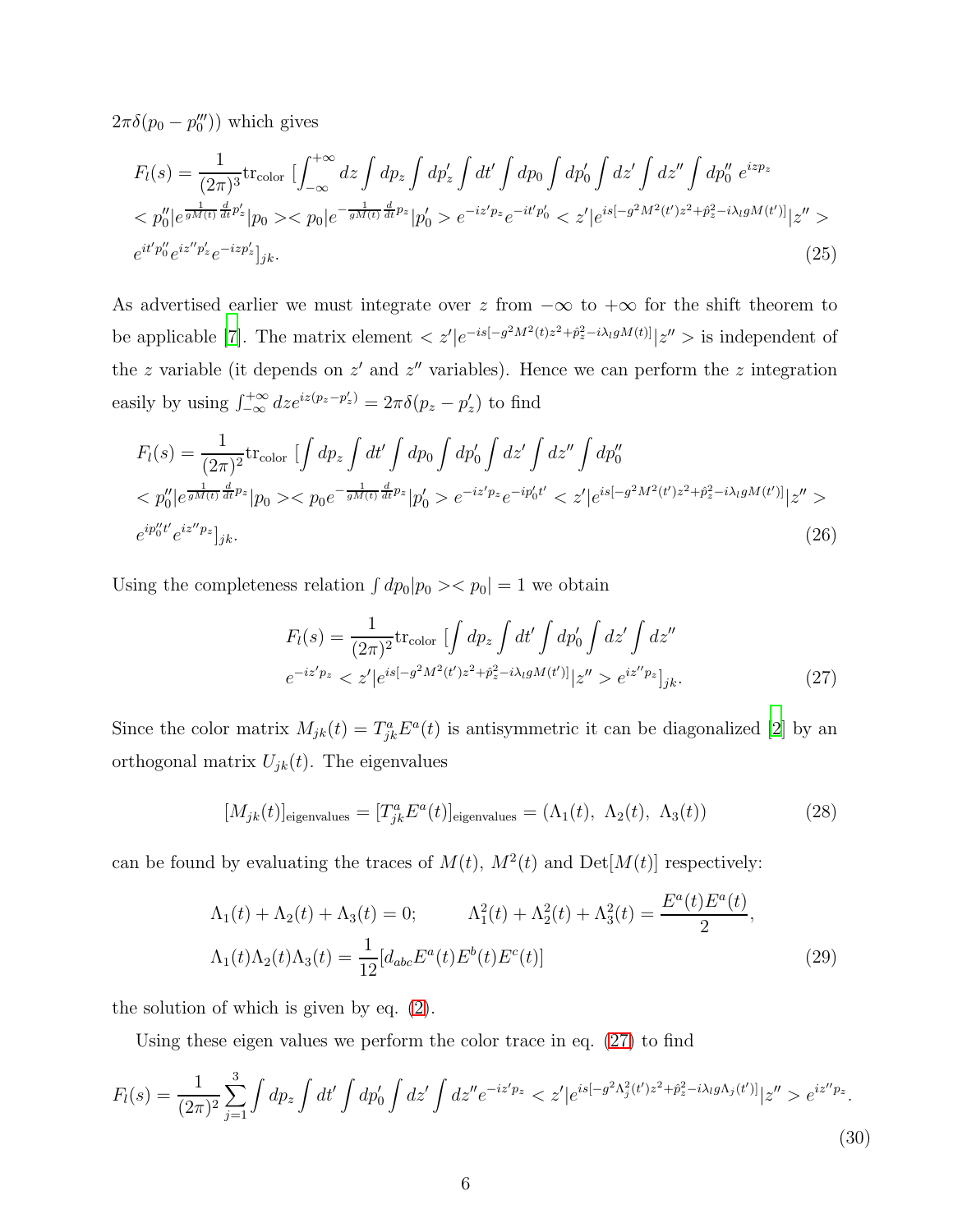$2\pi\delta(p_0 - p_0'''))$ which gives

$$
F_l(s) = \frac{1}{(2\pi)^3}\mathrm{tr}_{\mathrm{color}}\ [\int_{-\infty}^{+\infty} dz \int dp_z \int dp_z' \int dt' \int dp_0 \int dp_0' \int dz' \int dz'' \int dp_0''\ e^{izp_z}
$$
$$
< p_0''| e^{\frac{1}{gM(t)}\frac{d}{dt}p_z'} |p_0 >< p_0| e^{-\frac{1}{gM(t)}\frac{d}{dt}p_z} |p_0' > e^{-iz'p_z} e^{-it'p_0'} < z'| e^{is[-g^2M^2(t')z^2 + \hat{p}_z^2 - i\lambda_l gM(t')]} |z'' >
$$
$$
e^{it'p_0''} e^{iz''p_z'} e^{-izp_z'}]_{jk}. \tag{25}
$$

As advertised earlier we must integrate over $z$ from $-\infty$ to $+\infty$ for the shift theorem to be applicable [7]. The matrix element $< z'|e^{-is[-g^2M^2(t)z^2+\hat{p}_z^2-i\lambda_l gM(t)]}|z'' >$ is independent of the $z$ variable (it depends on $z'$ and $z''$ variables). Hence we can perform the $z$ integration easily by using $\int_{-\infty}^{+\infty} dz e^{iz(p_z - p_z')} = 2\pi\delta(p_z - p_z')$ to find

$$
F_l(s) = \frac{1}{(2\pi)^2}\mathrm{tr}_{\mathrm{color}}\ [\int dp_z \int dt' \int dp_0 \int dp_0' \int dz' \int dz'' \int dp_0''
$$
$$
< p_0''| e^{\frac{1}{gM(t)}\frac{d}{dt}p_z} |p_0 >< p_0 e^{-\frac{1}{gM(t)}\frac{d}{dt}p_z} |p_0' > e^{-iz'p_z} e^{-ip_0't'} < z'| e^{is[-g^2M^2(t')z^2 + \hat{p}_z^2 - i\lambda_l gM(t')]} |z'' >
$$
$$
e^{ip_0''t'} e^{iz''p_z}]_{jk}. \tag{26}
$$

Using the completeness relation $\int dp_0 |p_0 >< p_0| = 1$ we obtain

$$
F_l(s) = \frac{1}{(2\pi)^2}\mathrm{tr}_{\mathrm{color}}\ [\int dp_z \int dt' \int dp_0' \int dz' \int dz''
$$
$$
e^{-iz'p_z} < z'| e^{is[-g^2M^2(t')z^2 + \hat{p}_z^2 - i\lambda_l gM(t')]} |z'' > e^{iz''p_z}]_{jk}. \tag{27}
$$

Since the color matrix $M_{jk}(t) = T^a_{jk}E^a(t)$ is antisymmetric it can be diagonalized [2] by an orthogonal matrix $U_{jk}(t)$. The eigenvalues

$$
[M_{jk}(t)]_{\mathrm{eigenvalues}} = [T^a_{jk}E^a(t)]_{\mathrm{eigenvalues}} = (\Lambda_1(t),\ \Lambda_2(t),\ \Lambda_3(t)) \tag{28}
$$

can be found by evaluating the traces of $M(t)$, $M^2(t)$ and $\mathrm{Det}[M(t)]$ respectively:

$$
\Lambda_1(t) + \Lambda_2(t) + \Lambda_3(t) = 0; \qquad \Lambda_1^2(t) + \Lambda_2^2(t) + \Lambda_3^2(t) = \frac{E^a(t)E^a(t)}{2},
$$
$$
\Lambda_1(t)\Lambda_2(t)\Lambda_3(t) = \frac{1}{12}[d_{abc}E^a(t)E^b(t)E^c(t)] \tag{29}
$$

the solution of which is given by eq. (2).

Using these eigen values we perform the color trace in eq. (27) to find

$$
F_l(s) = \frac{1}{(2\pi)^2}\sum_{j=1}^{3}\int dp_z \int dt' \int dp_0' \int dz' \int dz'' e^{-iz'p_z} < z'| e^{is[-g^2\Lambda_j^2(t')z^2 + \hat{p}_z^2 - i\lambda_l g\Lambda_j(t')]} |z'' > e^{iz''p_z}. \tag{30}
$$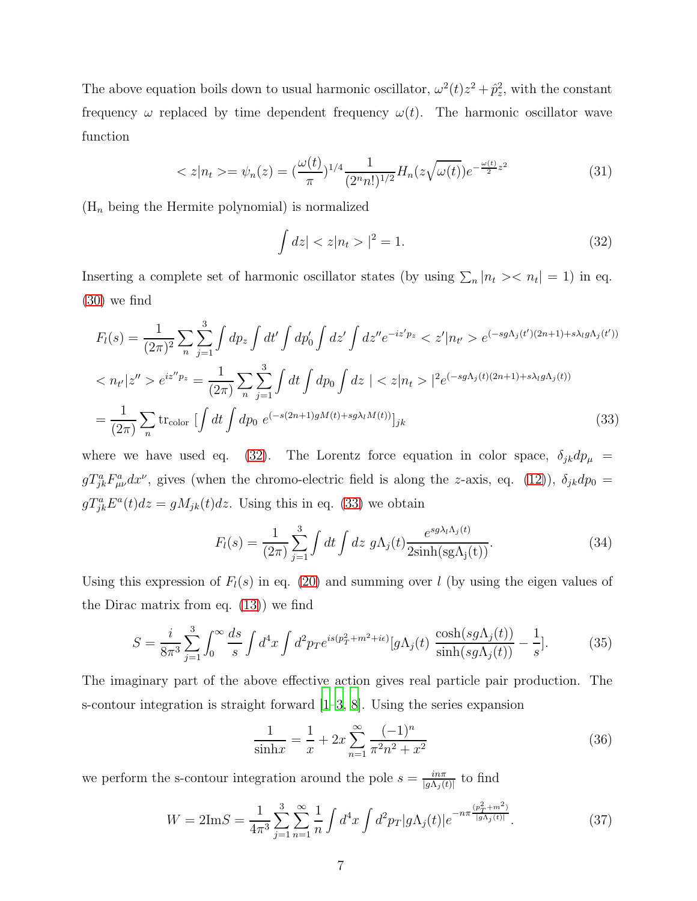The above equation boils down to usual harmonic oscillator, $\omega^2(t)z^2 + \hat{p}_z^2$, with the constant frequency $\omega$ replaced by time dependent frequency $\omega(t)$. The harmonic oscillator wave function

$$< z|n_t >= \psi_n(z) = (\frac{\omega(t)}{\pi})^{1/4} \frac{1}{(2^n n!)^{1/2}} H_n(z\sqrt{\omega(t)}) e^{-\frac{\omega(t)}{2}z^2} \tag{31}$$

($H_n$ being the Hermite polynomial) is normalized

$$\int dz| < z|n_t > |^2 = 1. \tag{32}$$

Inserting a complete set of harmonic oscillator states (by using $\sum_n |n_t >< n_t| = 1$) in eq. (30) we find

$$\begin{aligned}
F_l(s) &= \frac{1}{(2\pi)^2} \sum_n \sum_{j=1}^{3} \int dp_z \int dt' \int dp'_0 \int dz' \int dz'' e^{-iz'p_z} < z'|n_{t'} > e^{(-sg\Lambda_j(t')(2n+1) + s\lambda_l g\Lambda_j(t'))} \\
&< n_{t'}|z'' > e^{iz''p_z} = \frac{1}{(2\pi)} \sum_n \sum_{j=1}^{3} \int dt \int dp_0 \int dz \; | < z|n_t > |^2 e^{(-sg\Lambda_j(t)(2n+1) + s\lambda_l g\Lambda_j(t))} \\
&= \frac{1}{(2\pi)} \sum_n \mathrm{tr}_{\mathrm{color}} \; [\int dt \int dp_0 \; e^{(-s(2n+1)gM(t) + sg\lambda_l M(t))}]_{jk}
\end{aligned} \tag{33}$$

where we have used eq. (32). The Lorentz force equation in color space, $\delta_{jk} dp_\mu = gT^a_{jk} F^a_{\mu\nu} dx^\nu$, gives (when the chromo-electric field is along the $z$-axis, eq. (12)), $\delta_{jk} dp_0 = gT^a_{jk} E^a(t) dz = gM_{jk}(t) dz$. Using this in eq. (33) we obtain

$$F_l(s) = \frac{1}{(2\pi)} \sum_{j=1}^{3} \int dt \int dz \; g\Lambda_j(t) \frac{e^{sg\lambda_l \Lambda_j(t)}}{2\mathrm{sinh}(\mathrm{sg}\Lambda_\mathrm{j}(\mathrm{t}))}. \tag{34}$$

Using this expression of $F_l(s)$ in eq. (20) and summing over $l$ (by using the eigen values of the Dirac matrix from eq. (13)) we find

$$S = \frac{i}{8\pi^3} \sum_{j=1}^{3} \int_0^\infty \frac{ds}{s} \int d^4x \int d^2p_T e^{is(p_T^2 + m^2 + i\epsilon)} [g\Lambda_j(t) \; \frac{\cosh(sg\Lambda_j(t))}{\sinh(sg\Lambda_j(t))} - \frac{1}{s}]. \tag{35}$$

The imaginary part of the above effective action gives real particle pair production. The s-contour integration is straight forward [1–3, 8]. Using the series expansion

$$\frac{1}{\mathrm{sinh}x} = \frac{1}{x} + 2x \sum_{n=1}^{\infty} \frac{(-1)^n}{\pi^2 n^2 + x^2} \tag{36}$$

we perform the s-contour integration around the pole $s = \frac{in\pi}{|g\Lambda_j(t)|}$ to find

$$W = 2\mathrm{Im}S = \frac{1}{4\pi^3} \sum_{j=1}^{3} \sum_{n=1}^{\infty} \frac{1}{n} \int d^4x \int d^2p_T |g\Lambda_j(t)| e^{-n\pi \frac{(p_T^2 + m^2)}{|g\Lambda_j(t)|}}. \tag{37}$$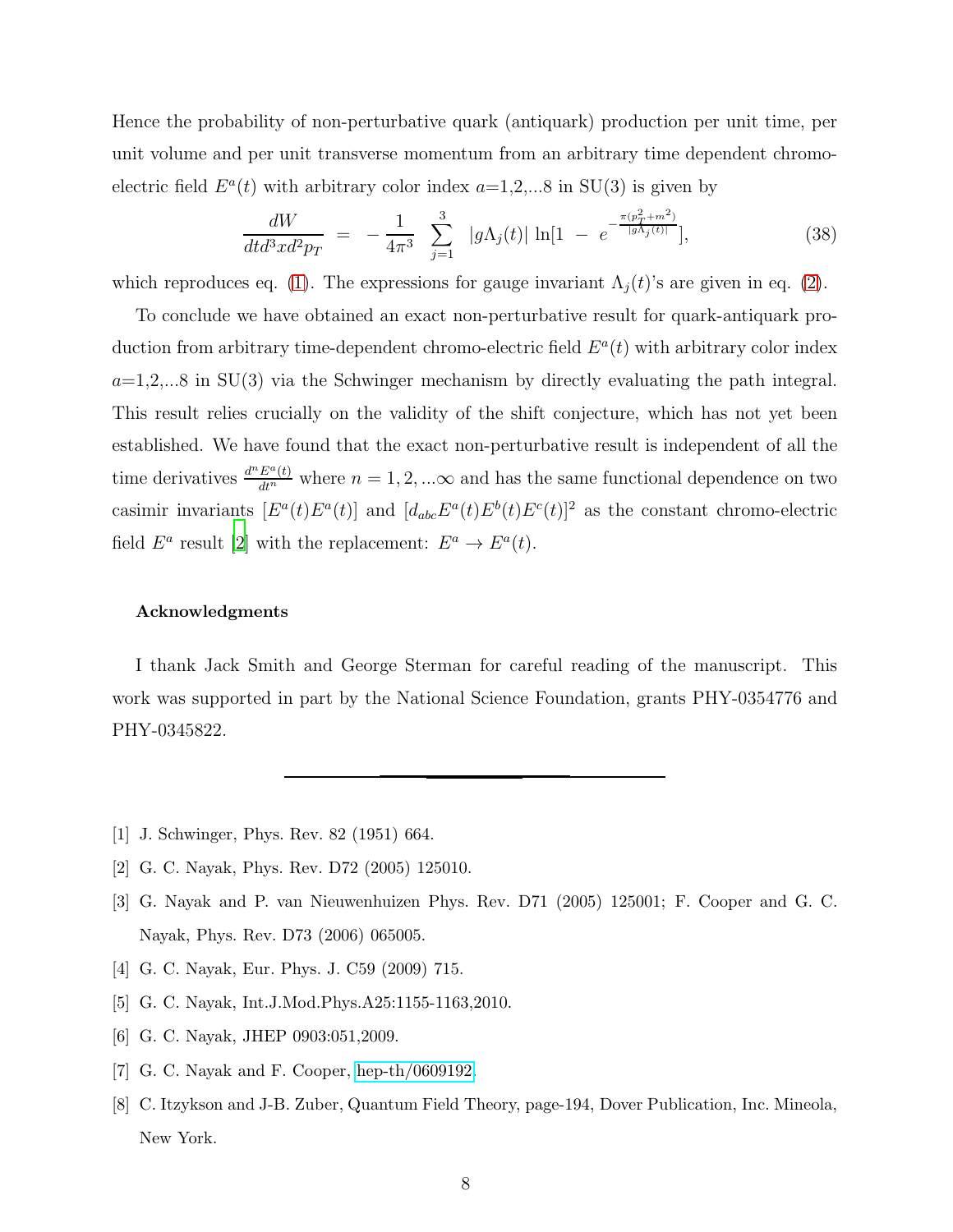Hence the probability of non-perturbative quark (antiquark) production per unit time, per unit volume and per unit transverse momentum from an arbitrary time dependent chromo-electric field $E^a(t)$ with arbitrary color index $a$=1,2,...8 in SU(3) is given by

$$\frac{dW}{dtd^3xd^2p_T} \;=\; -\frac{1}{4\pi^3}\;\sum_{j=1}^{3}\;\;|g\Lambda_j(t)|\;\ln[1\;-\;e^{-\frac{\pi(p_T^2+m^2)}{|g\Lambda_j(t)|}}], \tag{38}$$

which reproduces eq. (1). The expressions for gauge invariant $\Lambda_j(t)$'s are given in eq. (2).

To conclude we have obtained an exact non-perturbative result for quark-antiquark production from arbitrary time-dependent chromo-electric field $E^a(t)$ with arbitrary color index $a$=1,2,...8 in SU(3) via the Schwinger mechanism by directly evaluating the path integral. This result relies crucially on the validity of the shift conjecture, which has not yet been established. We have found that the exact non-perturbative result is independent of all the time derivatives $\frac{d^nE^a(t)}{dt^n}$ where $n = 1, 2, ...\infty$ and has the same functional dependence on two casimir invariants $[E^a(t)E^a(t)]$ and $[d_{abc}E^a(t)E^b(t)E^c(t)]^2$ as the constant chromo-electric field $E^a$ result [2] with the replacement: $E^a \to E^a(t)$.

**Acknowledgments**

I thank Jack Smith and George Sterman for careful reading of the manuscript. This work was supported in part by the National Science Foundation, grants PHY-0354776 and PHY-0345822.

---

[1] J. Schwinger, Phys. Rev. 82 (1951) 664.

[2] G. C. Nayak, Phys. Rev. D72 (2005) 125010.

[3] G. Nayak and P. van Nieuwenhuizen Phys. Rev. D71 (2005) 125001; F. Cooper and G. C. Nayak, Phys. Rev. D73 (2006) 065005.

[4] G. C. Nayak, Eur. Phys. J. C59 (2009) 715.

[5] G. C. Nayak, Int.J.Mod.Phys.A25:1155-1163,2010.

[6] G. C. Nayak, JHEP 0903:051,2009.

[7] G. C. Nayak and F. Cooper, hep-th/0609192.

[8] C. Itzykson and J-B. Zuber, Quantum Field Theory, page-194, Dover Publication, Inc. Mineola, New York.